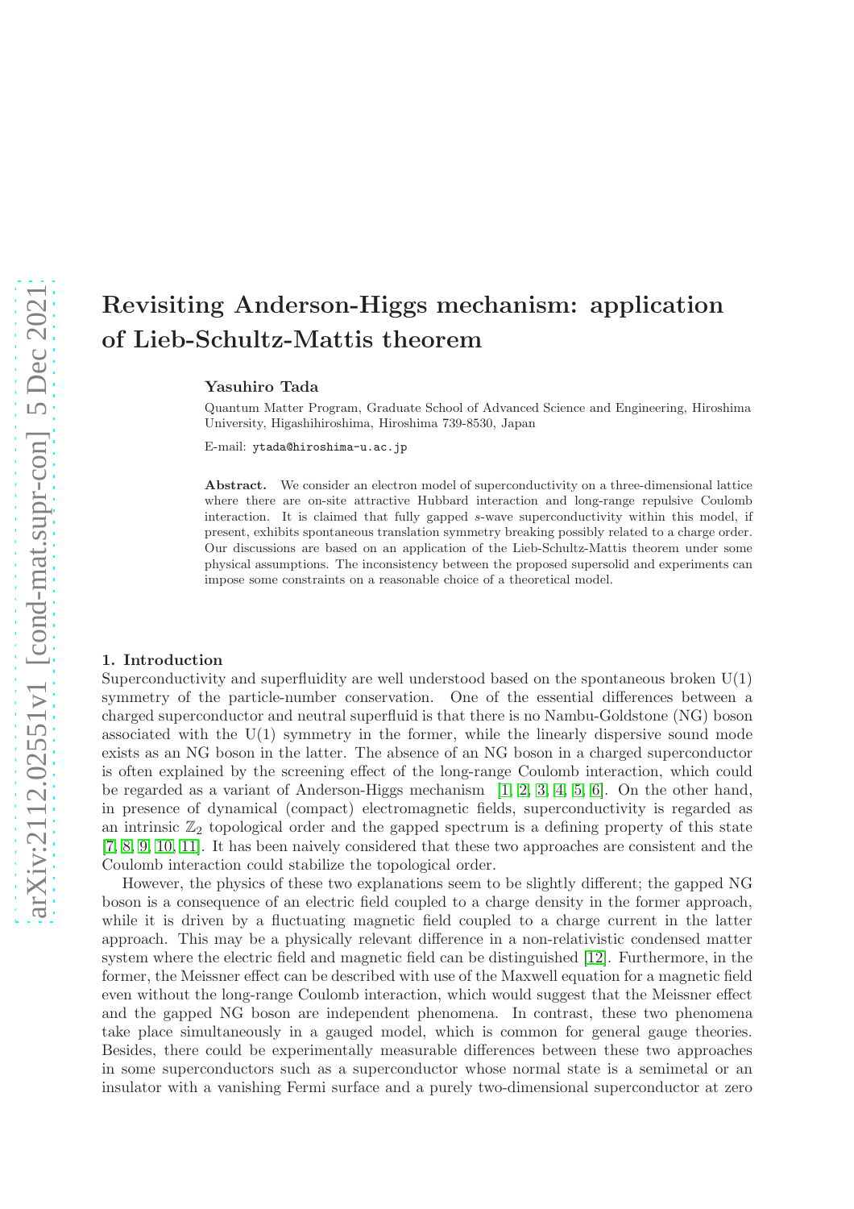# Revisiting Anderson-Higgs mechanism: application of Lieb-Schultz-Mattis theorem

**Yasuhiro Tada**

Quantum Matter Program, Graduate School of Advanced Science and Engineering, Hiroshima University, Higashihiroshima, Hiroshima 739-8530, Japan

E-mail: ytada@hiroshima-u.ac.jp

**Abstract.** We consider an electron model of superconductivity on a three-dimensional lattice where there are on-site attractive Hubbard interaction and long-range repulsive Coulomb interaction. It is claimed that fully gapped $s$-wave superconductivity within this model, if present, exhibits spontaneous translation symmetry breaking possibly related to a charge order. Our discussions are based on an application of the Lieb-Schultz-Mattis theorem under some physical assumptions. The inconsistency between the proposed supersolid and experiments can impose some constraints on a reasonable choice of a theoretical model.

## 1. Introduction

Superconductivity and superfluidity are well understood based on the spontaneous broken U(1) symmetry of the particle-number conservation. One of the essential differences between a charged superconductor and neutral superfluid is that there is no Nambu-Goldstone (NG) boson associated with the U(1) symmetry in the former, while the linearly dispersive sound mode exists as an NG boson in the latter. The absence of an NG boson in a charged superconductor is often explained by the screening effect of the long-range Coulomb interaction, which could be regarded as a variant of Anderson-Higgs mechanism [1, 2, 3, 4, 5, 6]. On the other hand, in presence of dynamical (compact) electromagnetic fields, superconductivity is regarded as an intrinsic $\mathbb{Z}_2$ topological order and the gapped spectrum is a defining property of this state [7, 8, 9, 10, 11]. It has been naively considered that these two approaches are consistent and the Coulomb interaction could stabilize the topological order.

However, the physics of these two explanations seem to be slightly different; the gapped NG boson is a consequence of an electric field coupled to a charge density in the former approach, while it is driven by a fluctuating magnetic field coupled to a charge current in the latter approach. This may be a physically relevant difference in a non-relativistic condensed matter system where the electric field and magnetic field can be distinguished [12]. Furthermore, in the former, the Meissner effect can be described with use of the Maxwell equation for a magnetic field even without the long-range Coulomb interaction, which would suggest that the Meissner effect and the gapped NG boson are independent phenomena. In contrast, these two phenomena take place simultaneously in a gauged model, which is common for general gauge theories. Besides, there could be experimentally measurable differences between these two approaches in some superconductors such as a superconductor whose normal state is a semimetal or an insulator with a vanishing Fermi surface and a purely two-dimensional superconductor at zero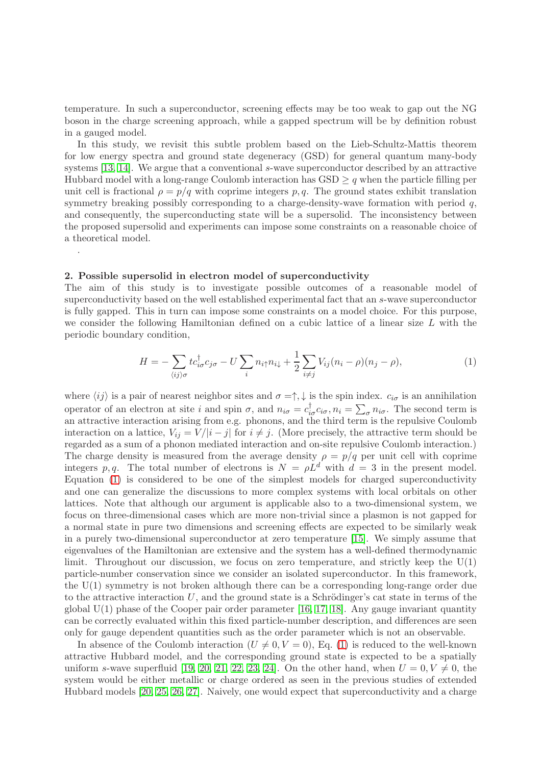temperature. In such a superconductor, screening effects may be too weak to gap out the NG boson in the charge screening approach, while a gapped spectrum will be by definition robust in a gauged model.

In this study, we revisit this subtle problem based on the Lieb-Schultz-Mattis theorem for low energy spectra and ground state degeneracy (GSD) for general quantum many-body systems [13, 14]. We argue that a conventional $s$-wave superconductor described by an attractive Hubbard model with a long-range Coulomb interaction has GSD $\geq q$ when the particle filling per unit cell is fractional $\rho = p/q$ with coprime integers $p, q$. The ground states exhibit translation symmetry breaking possibly corresponding to a charge-density-wave formation with period $q$, and consequently, the superconducting state will be a supersolid. The inconsistency between the proposed supersolid and experiments can impose some constraints on a reasonable choice of a theoretical model.

.

**2. Possible supersolid in electron model of superconductivity**

The aim of this study is to investigate possible outcomes of a reasonable model of superconductivity based on the well established experimental fact that an $s$-wave superconductor is fully gapped. This in turn can impose some constraints on a model choice. For this purpose, we consider the following Hamiltonian defined on a cubic lattice of a linear size $L$ with the periodic boundary condition,

$$H = -\sum_{\langle ij\rangle\sigma} t c^\dagger_{i\sigma} c_{j\sigma} - U\sum_i n_{i\uparrow}n_{i\downarrow} + \frac{1}{2}\sum_{i\neq j} V_{ij}(n_i - \rho)(n_j - \rho), \tag{1}$$

where $\langle ij\rangle$ is a pair of nearest neighbor sites and $\sigma = \uparrow, \downarrow$ is the spin index. $c_{i\sigma}$ is an annihilation operator of an electron at site $i$ and spin $\sigma$, and $n_{i\sigma} = c^\dagger_{i\sigma}c_{i\sigma}, n_i = \sum_\sigma n_{i\sigma}$. The second term is an attractive interaction arising from e.g. phonons, and the third term is the repulsive Coulomb interaction on a lattice, $V_{ij} = V/|i-j|$ for $i \neq j$. (More precisely, the attractive term should be regarded as a sum of a phonon mediated interaction and on-site repulsive Coulomb interaction.) The charge density is measured from the average density $\rho = p/q$ per unit cell with coprime integers $p, q$. The total number of electrons is $N = \rho L^d$ with $d = 3$ in the present model. Equation (1) is considered to be one of the simplest models for charged superconductivity and one can generalize the discussions to more complex systems with local orbitals on other lattices. Note that although our argument is applicable also to a two-dimensional system, we focus on three-dimensional cases which are more non-trivial since a plasmon is not gapped for a normal state in pure two dimensions and screening effects are expected to be similarly weak in a purely two-dimensional superconductor at zero temperature [15]. We simply assume that eigenvalues of the Hamiltonian are extensive and the system has a well-defined thermodynamic limit. Throughout our discussion, we focus on zero temperature, and strictly keep the U(1) particle-number conservation since we consider an isolated superconductor. In this framework, the U(1) symmetry is not broken although there can be a corresponding long-range order due to the attractive interaction $U$, and the ground state is a Schrödinger's cat state in terms of the global U(1) phase of the Cooper pair order parameter [16, 17, 18]. Any gauge invariant quantity can be correctly evaluated within this fixed particle-number description, and differences are seen only for gauge dependent quantities such as the order parameter which is not an observable.

In absence of the Coulomb interaction ($U \neq 0, V = 0$), Eq. (1) is reduced to the well-known attractive Hubbard model, and the corresponding ground state is expected to be a spatially uniform $s$-wave superfluid [19, 20, 21, 22, 23, 24]. On the other hand, when $U = 0, V \neq 0$, the system would be either metallic or charge ordered as seen in the previous studies of extended Hubbard models [20, 25, 26, 27]. Naively, one would expect that superconductivity and a charge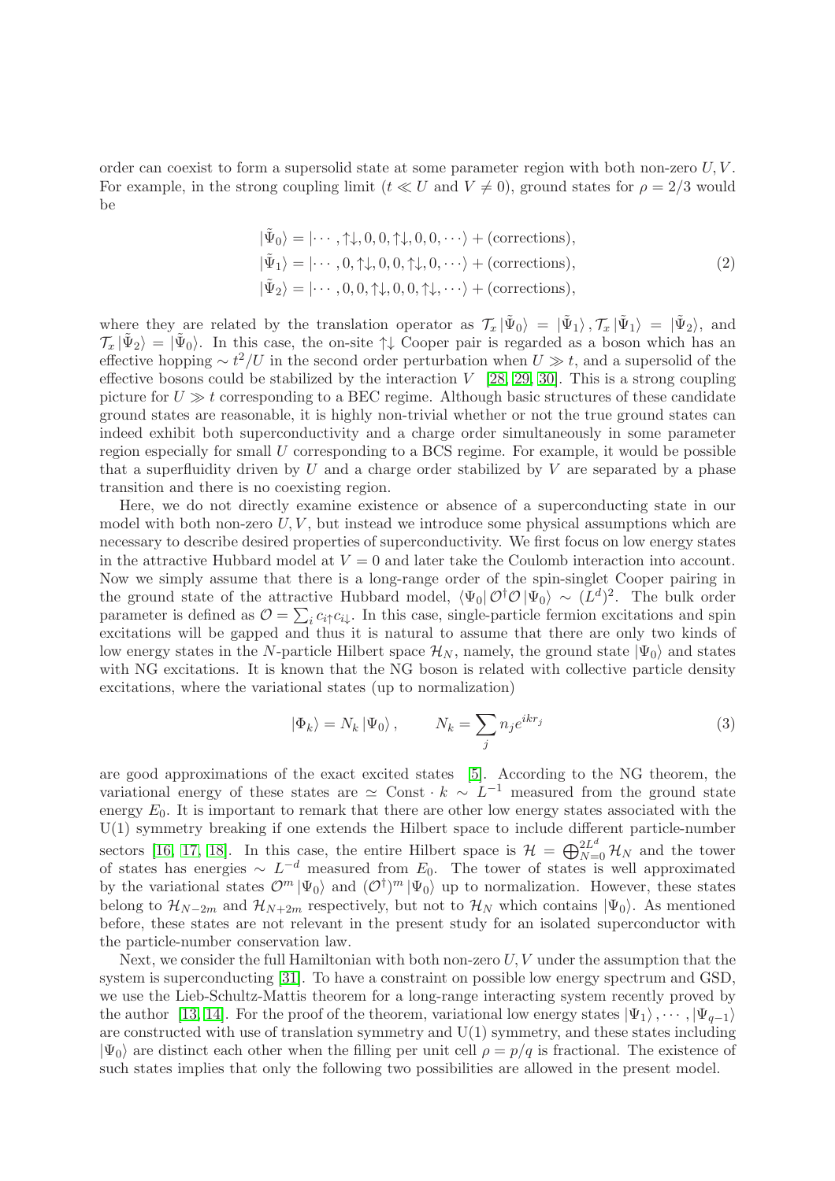order can coexist to form a supersolid state at some parameter region with both non-zero $U, V$. For example, in the strong coupling limit ($t \ll U$ and $V \neq 0$), ground states for $\rho = 2/3$ would be

$$
\begin{aligned}
|\tilde{\Psi}_0\rangle &= |\cdots, \uparrow\downarrow, 0, 0, \uparrow\downarrow, 0, 0, \cdots\rangle + (\text{corrections}), \\
|\tilde{\Psi}_1\rangle &= |\cdots, 0, \uparrow\downarrow, 0, 0, \uparrow\downarrow, 0, \cdots\rangle + (\text{corrections}), \\
|\tilde{\Psi}_2\rangle &= |\cdots, 0, 0, \uparrow\downarrow, 0, 0, \uparrow\downarrow, \cdots\rangle + (\text{corrections}),
\end{aligned}
\tag{2}
$$

where they are related by the translation operator as $\mathcal{T}_x |\tilde{\Psi}_0\rangle = |\tilde{\Psi}_1\rangle, \mathcal{T}_x |\tilde{\Psi}_1\rangle = |\tilde{\Psi}_2\rangle$, and $\mathcal{T}_x |\tilde{\Psi}_2\rangle = |\tilde{\Psi}_0\rangle$. In this case, the on-site $\uparrow\downarrow$ Cooper pair is regarded as a boson which has an effective hopping $\sim t^2/U$ in the second order perturbation when $U \gg t$, and a supersolid of the effective bosons could be stabilized by the interaction $V$ [28, 29, 30]. This is a strong coupling picture for $U \gg t$ corresponding to a BEC regime. Although basic structures of these candidate ground states are reasonable, it is highly non-trivial whether or not the true ground states can indeed exhibit both superconductivity and a charge order simultaneously in some parameter region especially for small $U$ corresponding to a BCS regime. For example, it would be possible that a superfluidity driven by $U$ and a charge order stabilized by $V$ are separated by a phase transition and there is no coexisting region.

Here, we do not directly examine existence or absence of a superconducting state in our model with both non-zero $U, V$, but instead we introduce some physical assumptions which are necessary to describe desired properties of superconductivity. We first focus on low energy states in the attractive Hubbard model at $V = 0$ and later take the Coulomb interaction into account. Now we simply assume that there is a long-range order of the spin-singlet Cooper pairing in the ground state of the attractive Hubbard model, $\langle\Psi_0| \mathcal{O}^\dagger \mathcal{O} |\Psi_0\rangle \sim (L^d)^2$. The bulk order parameter is defined as $\mathcal{O} = \sum_i c_{i\uparrow} c_{i\downarrow}$. In this case, single-particle fermion excitations and spin excitations will be gapped and thus it is natural to assume that there are only two kinds of low energy states in the $N$-particle Hilbert space $\mathcal{H}_N$, namely, the ground state $|\Psi_0\rangle$ and states with NG excitations. It is known that the NG boson is related with collective particle density excitations, where the variational states (up to normalization)

$$
|\Phi_k\rangle = N_k |\Psi_0\rangle, \qquad N_k = \sum_j n_j e^{ikr_j}
\tag{3}
$$

are good approximations of the exact excited states [5]. According to the NG theorem, the variational energy of these states are $\simeq \text{Const} \cdot k \sim L^{-1}$ measured from the ground state energy $E_0$. It is important to remark that there are other low energy states associated with the U(1) symmetry breaking if one extends the Hilbert space to include different particle-number sectors [16, 17, 18]. In this case, the entire Hilbert space is $\mathcal{H} = \bigoplus_{N=0}^{2L^d} \mathcal{H}_N$ and the tower of states has energies $\sim L^{-d}$ measured from $E_0$. The tower of states is well approximated by the variational states $\mathcal{O}^m |\Psi_0\rangle$ and $(\mathcal{O}^\dagger)^m |\Psi_0\rangle$ up to normalization. However, these states belong to $\mathcal{H}_{N-2m}$ and $\mathcal{H}_{N+2m}$ respectively, but not to $\mathcal{H}_N$ which contains $|\Psi_0\rangle$. As mentioned before, these states are not relevant in the present study for an isolated superconductor with the particle-number conservation law.

Next, we consider the full Hamiltonian with both non-zero $U, V$ under the assumption that the system is superconducting [31]. To have a constraint on possible low energy spectrum and GSD, we use the Lieb-Schultz-Mattis theorem for a long-range interacting system recently proved by the author [13, 14]. For the proof of the theorem, variational low energy states $|\Psi_1\rangle, \cdots, |\Psi_{q-1}\rangle$ are constructed with use of translation symmetry and U(1) symmetry, and these states including $|\Psi_0\rangle$ are distinct each other when the filling per unit cell $\rho = p/q$ is fractional. The existence of such states implies that only the following two possibilities are allowed in the present model.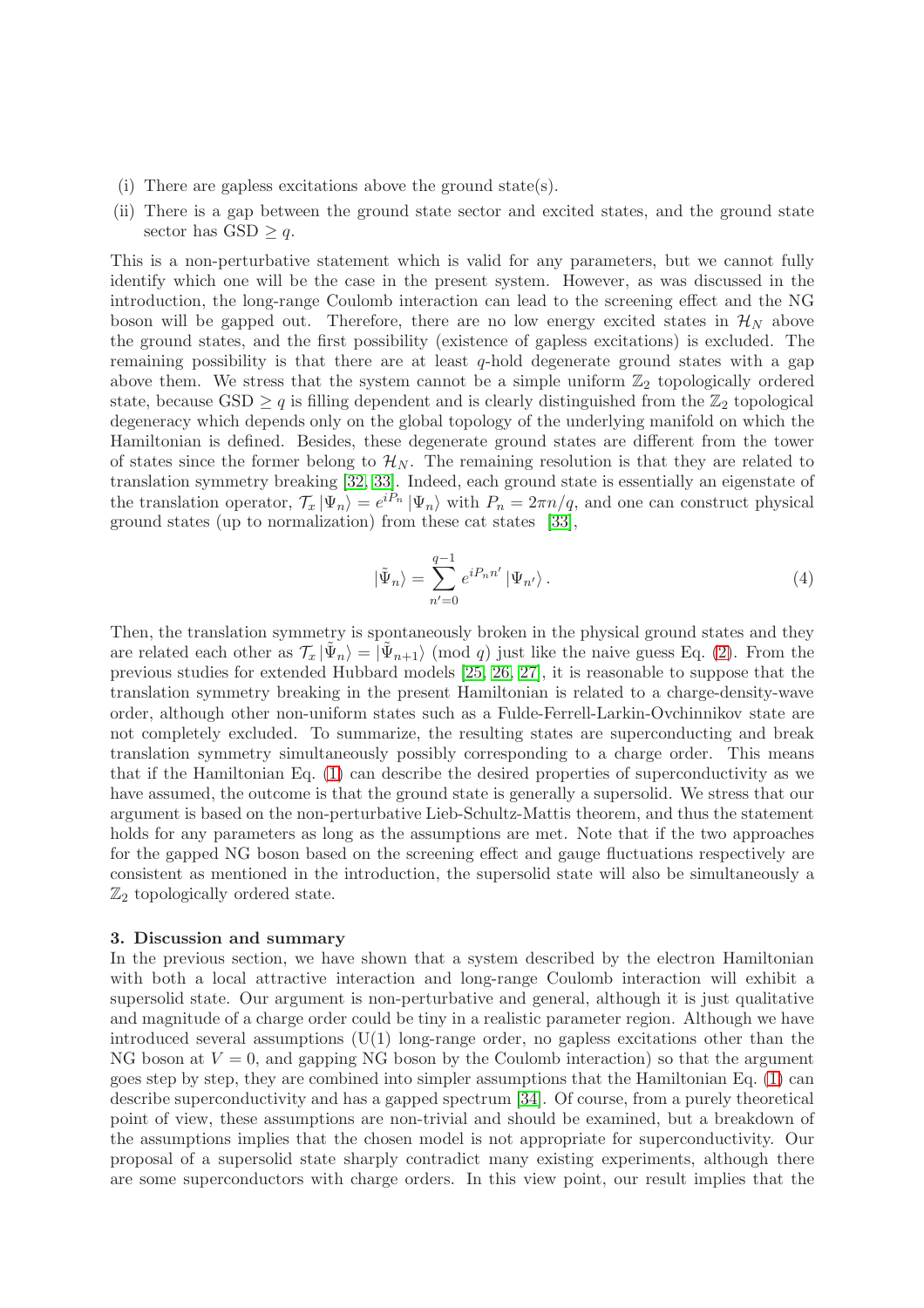(i) There are gapless excitations above the ground state(s).

(ii) There is a gap between the ground state sector and excited states, and the ground state sector has GSD $\geq q$.

This is a non-perturbative statement which is valid for any parameters, but we cannot fully identify which one will be the case in the present system. However, as was discussed in the introduction, the long-range Coulomb interaction can lead to the screening effect and the NG boson will be gapped out. Therefore, there are no low energy excited states in $\mathcal{H}_N$ above the ground states, and the first possibility (existence of gapless excitations) is excluded. The remaining possibility is that there are at least $q$-hold degenerate ground states with a gap above them. We stress that the system cannot be a simple uniform $\mathbb{Z}_2$ topologically ordered state, because GSD $\geq q$ is filling dependent and is clearly distinguished from the $\mathbb{Z}_2$ topological degeneracy which depends only on the global topology of the underlying manifold on which the Hamiltonian is defined. Besides, these degenerate ground states are different from the tower of states since the former belong to $\mathcal{H}_N$. The remaining resolution is that they are related to translation symmetry breaking [32, 33]. Indeed, each ground state is essentially an eigenstate of the translation operator, $\mathcal{T}_x |\Psi_n\rangle = e^{iP_n} |\Psi_n\rangle$ with $P_n = 2\pi n/q$, and one can construct physical ground states (up to normalization) from these cat states [33],

$$|\tilde{\Psi}_n\rangle = \sum_{n'=0}^{q-1} e^{iP_n n'} |\Psi_{n'}\rangle . \quad (4)$$

Then, the translation symmetry is spontaneously broken in the physical ground states and they are related each other as $\mathcal{T}_x |\tilde{\Psi}_n\rangle = |\tilde{\Psi}_{n+1}\rangle$ (mod $q$) just like the naive guess Eq. (2). From the previous studies for extended Hubbard models [25, 26, 27], it is reasonable to suppose that the translation symmetry breaking in the present Hamiltonian is related to a charge-density-wave order, although other non-uniform states such as a Fulde-Ferrell-Larkin-Ovchinnikov state are not completely excluded. To summarize, the resulting states are superconducting and break translation symmetry simultaneously possibly corresponding to a charge order. This means that if the Hamiltonian Eq. (1) can describe the desired properties of superconductivity as we have assumed, the outcome is that the ground state is generally a supersolid. We stress that our argument is based on the non-perturbative Lieb-Schultz-Mattis theorem, and thus the statement holds for any parameters as long as the assumptions are met. Note that if the two approaches for the gapped NG boson based on the screening effect and gauge fluctuations respectively are consistent as mentioned in the introduction, the supersolid state will also be simultaneously a $\mathbb{Z}_2$ topologically ordered state.

## 3. Discussion and summary

In the previous section, we have shown that a system described by the electron Hamiltonian with both a local attractive interaction and long-range Coulomb interaction will exhibit a supersolid state. Our argument is non-perturbative and general, although it is just qualitative and magnitude of a charge order could be tiny in a realistic parameter region. Although we have introduced several assumptions (U(1) long-range order, no gapless excitations other than the NG boson at $V = 0$, and gapping NG boson by the Coulomb interaction) so that the argument goes step by step, they are combined into simpler assumptions that the Hamiltonian Eq. (1) can describe superconductivity and has a gapped spectrum [34]. Of course, from a purely theoretical point of view, these assumptions are non-trivial and should be examined, but a breakdown of the assumptions implies that the chosen model is not appropriate for superconductivity. Our proposal of a supersolid state sharply contradict many existing experiments, although there are some superconductors with charge orders. In this view point, our result implies that the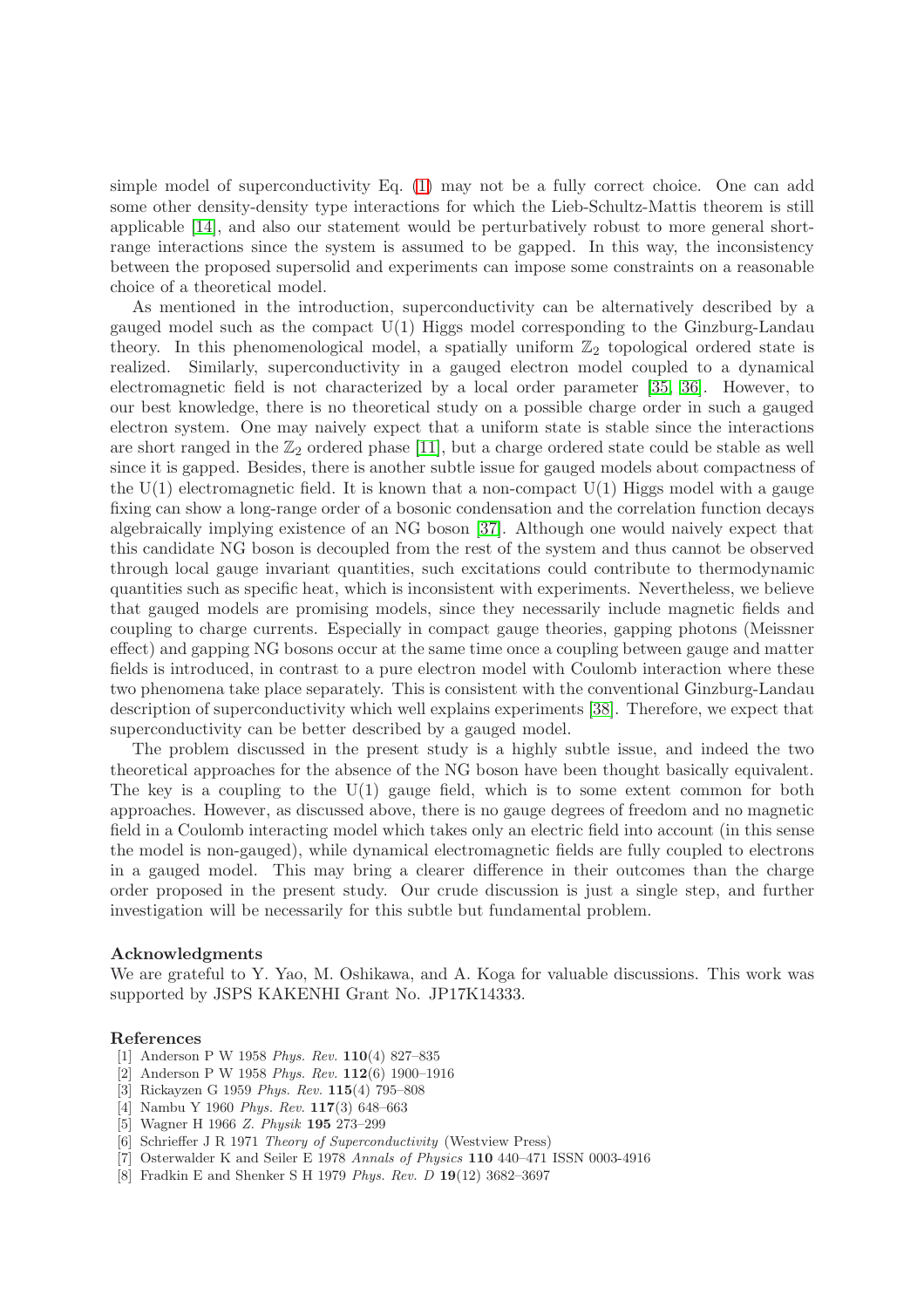simple model of superconductivity Eq. (1) may not be a fully correct choice. One can add some other density-density type interactions for which the Lieb-Schultz-Mattis theorem is still applicable [14], and also our statement would be perturbatively robust to more general short-range interactions since the system is assumed to be gapped. In this way, the inconsistency between the proposed supersolid and experiments can impose some constraints on a reasonable choice of a theoretical model.

As mentioned in the introduction, superconductivity can be alternatively described by a gauged model such as the compact U(1) Higgs model corresponding to the Ginzburg-Landau theory. In this phenomenological model, a spatially uniform $\mathbb{Z}_2$ topological ordered state is realized. Similarly, superconductivity in a gauged electron model coupled to a dynamical electromagnetic field is not characterized by a local order parameter [35, 36]. However, to our best knowledge, there is no theoretical study on a possible charge order in such a gauged electron system. One may naively expect that a uniform state is stable since the interactions are short ranged in the $\mathbb{Z}_2$ ordered phase [11], but a charge ordered state could be stable as well since it is gapped. Besides, there is another subtle issue for gauged models about compactness of the U(1) electromagnetic field. It is known that a non-compact U(1) Higgs model with a gauge fixing can show a long-range order of a bosonic condensation and the correlation function decays algebraically implying existence of an NG boson [37]. Although one would naively expect that this candidate NG boson is decoupled from the rest of the system and thus cannot be observed through local gauge invariant quantities, such excitations could contribute to thermodynamic quantities such as specific heat, which is inconsistent with experiments. Nevertheless, we believe that gauged models are promising models, since they necessarily include magnetic fields and coupling to charge currents. Especially in compact gauge theories, gapping photons (Meissner effect) and gapping NG bosons occur at the same time once a coupling between gauge and matter fields is introduced, in contrast to a pure electron model with Coulomb interaction where these two phenomena take place separately. This is consistent with the conventional Ginzburg-Landau description of superconductivity which well explains experiments [38]. Therefore, we expect that superconductivity can be better described by a gauged model.

The problem discussed in the present study is a highly subtle issue, and indeed the two theoretical approaches for the absence of the NG boson have been thought basically equivalent. The key is a coupling to the U(1) gauge field, which is to some extent common for both approaches. However, as discussed above, there is no gauge degrees of freedom and no magnetic field in a Coulomb interacting model which takes only an electric field into account (in this sense the model is non-gauged), while dynamical electromagnetic fields are fully coupled to electrons in a gauged model. This may bring a clearer difference in their outcomes than the charge order proposed in the present study. Our crude discussion is just a single step, and further investigation will be necessarily for this subtle but fundamental problem.

### Acknowledgments

We are grateful to Y. Yao, M. Oshikawa, and A. Koga for valuable discussions. This work was supported by JSPS KAKENHI Grant No. JP17K14333.

### References

[1] Anderson P W 1958 *Phys. Rev.* **110**(4) 827–835
[2] Anderson P W 1958 *Phys. Rev.* **112**(6) 1900–1916
[3] Rickayzen G 1959 *Phys. Rev.* **115**(4) 795–808
[4] Nambu Y 1960 *Phys. Rev.* **117**(3) 648–663
[5] Wagner H 1966 *Z. Physik* **195** 273–299
[6] Schrieffer J R 1971 *Theory of Superconductivity* (Westview Press)
[7] Osterwalder K and Seiler E 1978 *Annals of Physics* **110** 440–471 ISSN 0003-4916
[8] Fradkin E and Shenker S H 1979 *Phys. Rev. D* **19**(12) 3682–3697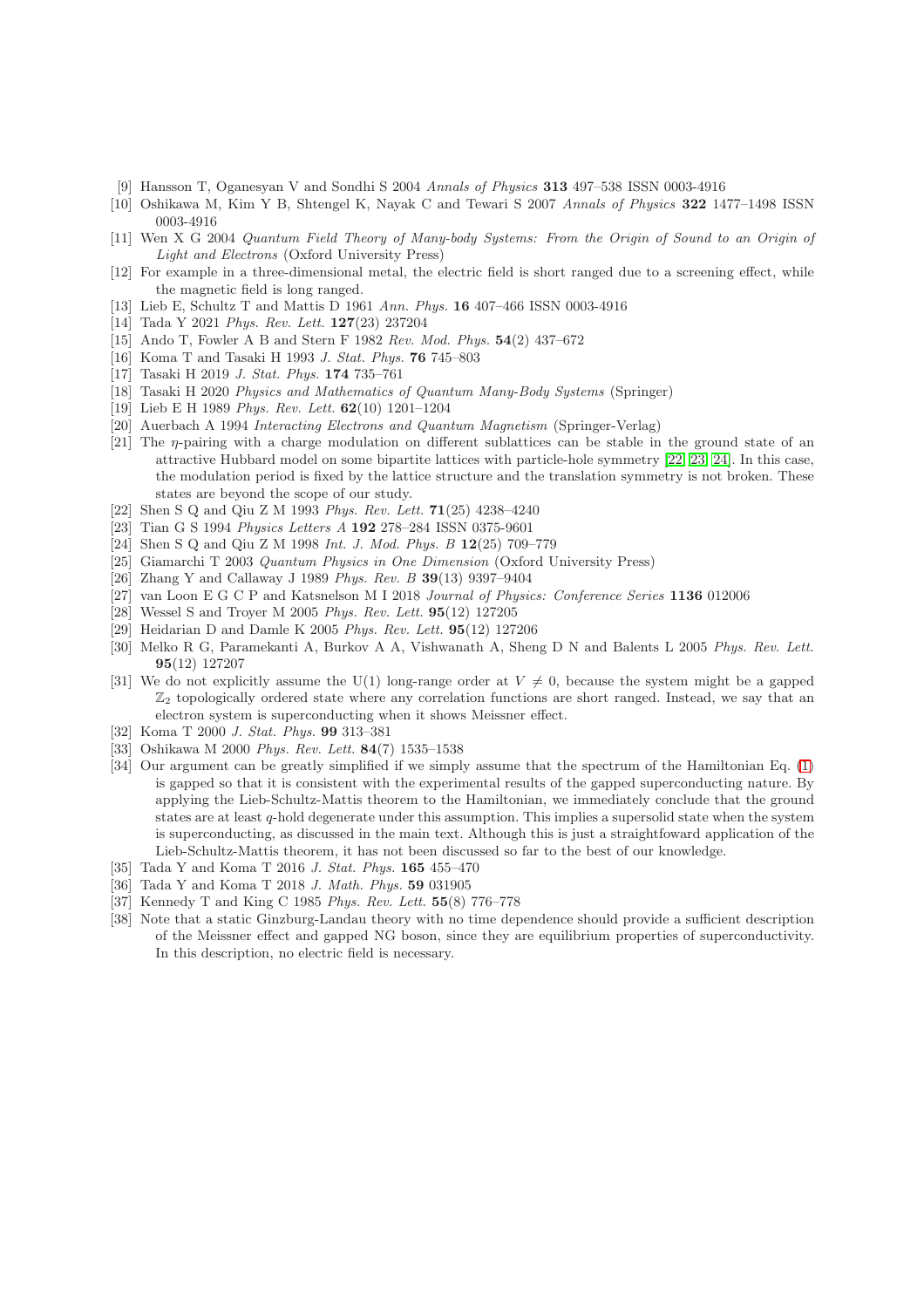[9] Hansson T, Oganesyan V and Sondhi S 2004 *Annals of Physics* **313** 497–538 ISSN 0003-4916

[10] Oshikawa M, Kim Y B, Shtengel K, Nayak C and Tewari S 2007 *Annals of Physics* **322** 1477–1498 ISSN 0003-4916

[11] Wen X G 2004 *Quantum Field Theory of Many-body Systems: From the Origin of Sound to an Origin of Light and Electrons* (Oxford University Press)

[12] For example in a three-dimensional metal, the electric field is short ranged due to a screening effect, while the magnetic field is long ranged.

[13] Lieb E, Schultz T and Mattis D 1961 *Ann. Phys.* **16** 407–466 ISSN 0003-4916

[14] Tada Y 2021 *Phys. Rev. Lett.* **127**(23) 237204

[15] Ando T, Fowler A B and Stern F 1982 *Rev. Mod. Phys.* **54**(2) 437–672

[16] Koma T and Tasaki H 1993 *J. Stat. Phys.* **76** 745–803

[17] Tasaki H 2019 *J. Stat. Phys.* **174** 735–761

[18] Tasaki H 2020 *Physics and Mathematics of Quantum Many-Body Systems* (Springer)

[19] Lieb E H 1989 *Phys. Rev. Lett.* **62**(10) 1201–1204

[20] Auerbach A 1994 *Interacting Electrons and Quantum Magnetism* (Springer-Verlag)

[21] The $\eta$-pairing with a charge modulation on different sublattices can be stable in the ground state of an attractive Hubbard model on some bipartite lattices with particle-hole symmetry [22, 23, 24]. In this case, the modulation period is fixed by the lattice structure and the translation symmetry is not broken. These states are beyond the scope of our study.

[22] Shen S Q and Qiu Z M 1993 *Phys. Rev. Lett.* **71**(25) 4238–4240

[23] Tian G S 1994 *Physics Letters A* **192** 278–284 ISSN 0375-9601

[24] Shen S Q and Qiu Z M 1998 *Int. J. Mod. Phys. B* **12**(25) 709–779

[25] Giamarchi T 2003 *Quantum Physics in One Dimension* (Oxford University Press)

[26] Zhang Y and Callaway J 1989 *Phys. Rev. B* **39**(13) 9397–9404

[27] van Loon E G C P and Katsnelson M I 2018 *Journal of Physics: Conference Series* **1136** 012006

[28] Wessel S and Troyer M 2005 *Phys. Rev. Lett.* **95**(12) 127205

[29] Heidarian D and Damle K 2005 *Phys. Rev. Lett.* **95**(12) 127206

[30] Melko R G, Paramekanti A, Burkov A A, Vishwanath A, Sheng D N and Balents L 2005 *Phys. Rev. Lett.* **95**(12) 127207

[31] We do not explicitly assume the U(1) long-range order at $V \neq 0$, because the system might be a gapped $\mathbb{Z}_2$ topologically ordered state where any correlation functions are short ranged. Instead, we say that an electron system is superconducting when it shows Meissner effect.

[32] Koma T 2000 *J. Stat. Phys.* **99** 313–381

[33] Oshikawa M 2000 *Phys. Rev. Lett.* **84**(7) 1535–1538

[34] Our argument can be greatly simplified if we simply assume that the spectrum of the Hamiltonian Eq. (1) is gapped so that it is consistent with the experimental results of the gapped superconducting nature. By applying the Lieb-Schultz-Mattis theorem to the Hamiltonian, we immediately conclude that the ground states are at least $q$-hold degenerate under this assumption. This implies a supersolid state when the system is superconducting, as discussed in the main text. Although this is just a straightfoward application of the Lieb-Schultz-Mattis theorem, it has not been discussed so far to the best of our knowledge.

[35] Tada Y and Koma T 2016 *J. Stat. Phys.* **165** 455–470

[36] Tada Y and Koma T 2018 *J. Math. Phys.* **59** 031905

[37] Kennedy T and King C 1985 *Phys. Rev. Lett.* **55**(8) 776–778

[38] Note that a static Ginzburg-Landau theory with no time dependence should provide a sufficient description of the Meissner effect and gapped NG boson, since they are equilibrium properties of superconductivity. In this description, no electric field is necessary.